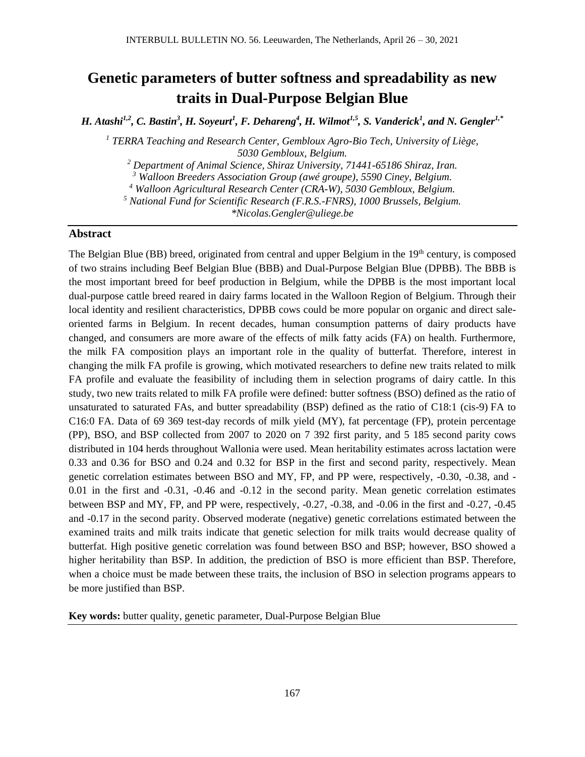# Genetic parameters of butter softness and spreadability as new traits in Dual-Purpose Belgian Blue

***H. Atashi[1,2], C. Bastin[3], H. Soyeurt[1], F. Dehareng[4], H. Wilmot[1,5], S. Vanderick[1], and N. Gengler[1,*]***

*[1] TERRA Teaching and Research Center, Gembloux Agro-Bio Tech, University of Liège, 5030 Gembloux, Belgium.*
*[2] Department of Animal Science, Shiraz University, 71441-65186 Shiraz, Iran.*
*[3] Walloon Breeders Association Group (awé groupe), 5590 Ciney, Belgium.*
*[4] Walloon Agricultural Research Center (CRA-W), 5030 Gembloux, Belgium.*
*[5] National Fund for Scientific Research (F.R.S.-FNRS), 1000 Brussels, Belgium.*
*\*Nicolas.Gengler@uliege.be*

## Abstract

The Belgian Blue (BB) breed, originated from central and upper Belgium in the 19th century, is composed of two strains including Beef Belgian Blue (BBB) and Dual-Purpose Belgian Blue (DPBB). The BBB is the most important breed for beef production in Belgium, while the DPBB is the most important local dual-purpose cattle breed reared in dairy farms located in the Walloon Region of Belgium. Through their local identity and resilient characteristics, DPBB cows could be more popular on organic and direct sale-oriented farms in Belgium. In recent decades, human consumption patterns of dairy products have changed, and consumers are more aware of the effects of milk fatty acids (FA) on health. Furthermore, the milk FA composition plays an important role in the quality of butterfat. Therefore, interest in changing the milk FA profile is growing, which motivated researchers to define new traits related to milk FA profile and evaluate the feasibility of including them in selection programs of dairy cattle. In this study, two new traits related to milk FA profile were defined: butter softness (BSO) defined as the ratio of unsaturated to saturated FAs, and butter spreadability (BSP) defined as the ratio of C18:1 (cis-9) FA to C16:0 FA. Data of 69 369 test-day records of milk yield (MY), fat percentage (FP), protein percentage (PP), BSO, and BSP collected from 2007 to 2020 on 7 392 first parity, and 5 185 second parity cows distributed in 104 herds throughout Wallonia were used. Mean heritability estimates across lactation were 0.33 and 0.36 for BSO and 0.24 and 0.32 for BSP in the first and second parity, respectively. Mean genetic correlation estimates between BSO and MY, FP, and PP were, respectively, -0.30, -0.38, and -0.01 in the first and -0.31, -0.46 and -0.12 in the second parity. Mean genetic correlation estimates between BSP and MY, FP, and PP were, respectively, -0.27, -0.38, and -0.06 in the first and -0.27, -0.45 and -0.17 in the second parity. Observed moderate (negative) genetic correlations estimated between the examined traits and milk traits indicate that genetic selection for milk traits would decrease quality of butterfat. High positive genetic correlation was found between BSO and BSP; however, BSO showed a higher heritability than BSP. In addition, the prediction of BSO is more efficient than BSP. Therefore, when a choice must be made between these traits, the inclusion of BSO in selection programs appears to be more justified than BSP.

**Key words:** butter quality, genetic parameter, Dual-Purpose Belgian Blue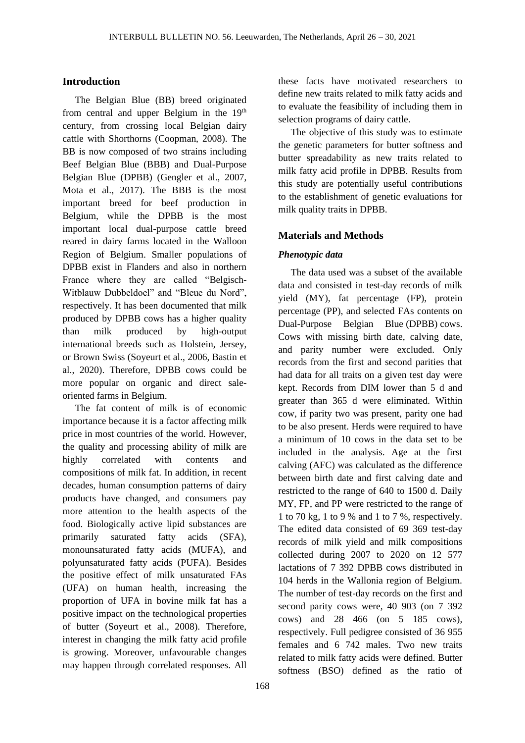## Introduction

The Belgian Blue (BB) breed originated from central and upper Belgium in the 19th century, from crossing local Belgian dairy cattle with Shorthorns (Coopman, 2008). The BB is now composed of two strains including Beef Belgian Blue (BBB) and Dual-Purpose Belgian Blue (DPBB) (Gengler et al., 2007, Mota et al., 2017). The BBB is the most important breed for beef production in Belgium, while the DPBB is the most important local dual-purpose cattle breed reared in dairy farms located in the Walloon Region of Belgium. Smaller populations of DPBB exist in Flanders and also in northern France where they are called "Belgisch-Witblauw Dubbeldoel" and "Bleue du Nord", respectively. It has been documented that milk produced by DPBB cows has a higher quality than milk produced by high-output international breeds such as Holstein, Jersey, or Brown Swiss (Soyeurt et al., 2006, Bastin et al., 2020). Therefore, DPBB cows could be more popular on organic and direct sale-oriented farms in Belgium.

The fat content of milk is of economic importance because it is a factor affecting milk price in most countries of the world. However, the quality and processing ability of milk are highly correlated with contents and compositions of milk fat. In addition, in recent decades, human consumption patterns of dairy products have changed, and consumers pay more attention to the health aspects of the food. Biologically active lipid substances are primarily saturated fatty acids (SFA), monounsaturated fatty acids (MUFA), and polyunsaturated fatty acids (PUFA). Besides the positive effect of milk unsaturated FAs (UFA) on human health, increasing the proportion of UFA in bovine milk fat has a positive impact on the technological properties of butter (Soyeurt et al., 2008). Therefore, interest in changing the milk fatty acid profile is growing. Moreover, unfavourable changes may happen through correlated responses. All these facts have motivated researchers to define new traits related to milk fatty acids and to evaluate the feasibility of including them in selection programs of dairy cattle.

The objective of this study was to estimate the genetic parameters for butter softness and butter spreadability as new traits related to milk fatty acid profile in DPBB. Results from this study are potentially useful contributions to the establishment of genetic evaluations for milk quality traits in DPBB.

## Materials and Methods

### *Phenotypic data*

The data used was a subset of the available data and consisted in test-day records of milk yield (MY), fat percentage (FP), protein percentage (PP), and selected FAs contents on Dual-Purpose Belgian Blue (DPBB) cows. Cows with missing birth date, calving date, and parity number were excluded. Only records from the first and second parities that had data for all traits on a given test day were kept. Records from DIM lower than 5 d and greater than 365 d were eliminated. Within cow, if parity two was present, parity one had to be also present. Herds were required to have a minimum of 10 cows in the data set to be included in the analysis. Age at the first calving (AFC) was calculated as the difference between birth date and first calving date and restricted to the range of 640 to 1500 d. Daily MY, FP, and PP were restricted to the range of 1 to 70 kg, 1 to 9 % and 1 to 7 %, respectively. The edited data consisted of 69 369 test-day records of milk yield and milk compositions collected during 2007 to 2020 on 12 577 lactations of 7 392 DPBB cows distributed in 104 herds in the Wallonia region of Belgium. The number of test-day records on the first and second parity cows were, 40 903 (on 7 392 cows) and 28 466 (on 5 185 cows), respectively. Full pedigree consisted of 36 955 females and 6 742 males. Two new traits related to milk fatty acids were defined. Butter softness (BSO) defined as the ratio of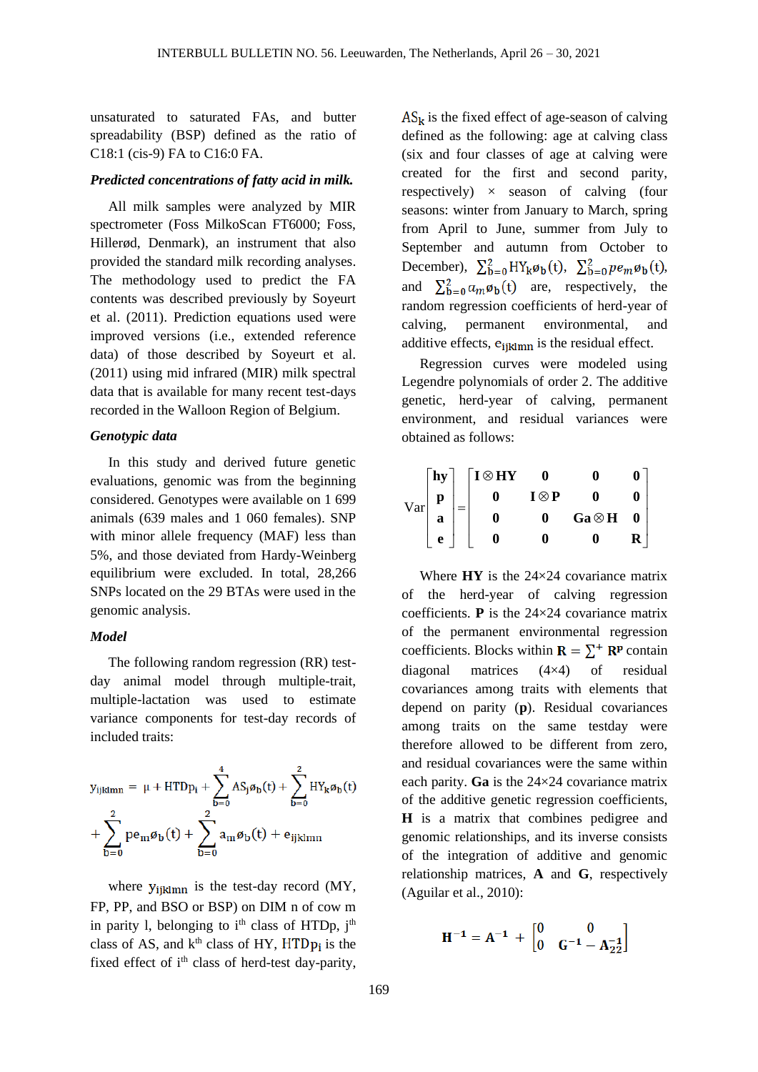unsaturated to saturated FAs, and butter spreadability (BSP) defined as the ratio of C18:1 (cis-9) FA to C16:0 FA.

***Predicted concentrations of fatty acid in milk.***

All milk samples were analyzed by MIR spectrometer (Foss MilkoScan FT6000; Foss, Hillerød, Denmark), an instrument that also provided the standard milk recording analyses. The methodology used to predict the FA contents was described previously by Soyeurt et al. (2011). Prediction equations used were improved versions (i.e., extended reference data) of those described by Soyeurt et al. (2011) using mid infrared (MIR) milk spectral data that is available for many recent test-days recorded in the Walloon Region of Belgium.

***Genotypic data***

In this study and derived future genetic evaluations, genomic was from the beginning considered. Genotypes were available on 1 699 animals (639 males and 1 060 females). SNP with minor allele frequency (MAF) less than 5%, and those deviated from Hardy-Weinberg equilibrium were excluded. In total, 28,266 SNPs located on the 29 BTAs were used in the genomic analysis.

***Model***

The following random regression (RR) test-day animal model through multiple-trait, multiple-lactation was used to estimate variance components for test-day records of included traits:

$$y_{ijklmn} = \mu + HTDp_i + \sum_{b=0}^{4} AS_j \phi_b(t) + \sum_{b=0}^{2} HY_k \phi_b(t) + \sum_{b=0}^{2} pe_m \phi_b(t) + \sum_{b=0}^{2} a_m \phi_b(t) + e_{ijklmn}$$

where $y_{ijklmn}$ is the test-day record (MY, FP, PP, and BSO or BSP) on DIM n of cow m in parity l, belonging to i[th] class of HTDp, j[th] class of AS, and k[th] class of HY, $HTDp_i$ is the fixed effect of i[th] class of herd-test day-parity, $AS_k$ is the fixed effect of age-season of calving defined as the following: age at calving class (six and four classes of age at calving were created for the first and second parity, respectively) × season of calving (four seasons: winter from January to March, spring from April to June, summer from July to September and autumn from October to December), $\sum_{b=0}^{2} HY_k \phi_b(t)$, $\sum_{b=0}^{2} pe_m \phi_b(t)$, and $\sum_{b=0}^{2} a_m \phi_b(t)$ are, respectively, the random regression coefficients of herd-year of calving, permanent environmental, and additive effects, $e_{ijklmn}$ is the residual effect.

Regression curves were modeled using Legendre polynomials of order 2. The additive genetic, herd-year of calving, permanent environment, and residual variances were obtained as follows:

$$\text{Var}\begin{bmatrix} \mathbf{hy} \\ \mathbf{p} \\ \mathbf{a} \\ \mathbf{e} \end{bmatrix} = \begin{bmatrix} \mathbf{I} \otimes \mathbf{HY} & \mathbf{0} & \mathbf{0} & \mathbf{0} \\ \mathbf{0} & \mathbf{I} \otimes \mathbf{P} & \mathbf{0} & \mathbf{0} \\ \mathbf{0} & \mathbf{0} & \mathbf{Ga} \otimes \mathbf{H} & \mathbf{0} \\ \mathbf{0} & \mathbf{0} & \mathbf{0} & \mathbf{R} \end{bmatrix}$$

Where **HY** is the 24×24 covariance matrix of the herd-year of calving regression coefficients. **P** is the 24×24 covariance matrix of the permanent environmental regression coefficients. Blocks within $\mathbf{R} = \sum^{+} \mathbf{R}^{\mathbf{p}}$ contain diagonal matrices (4×4) of residual covariances among traits with elements that depend on parity (**p**). Residual covariances among traits on the same testday were therefore allowed to be different from zero, and residual covariances were the same within each parity. **Ga** is the 24×24 covariance matrix of the additive genetic regression coefficients, **H** is a matrix that combines pedigree and genomic relationships, and its inverse consists of the integration of additive and genomic relationship matrices, **A** and **G**, respectively (Aguilar et al., 2010):

$$\mathbf{H}^{-1} = \mathbf{A}^{-1} + \begin{bmatrix} 0 & 0 \\ 0 & \mathbf{G}^{-1} - \mathbf{A}_{22}^{-1} \end{bmatrix}$$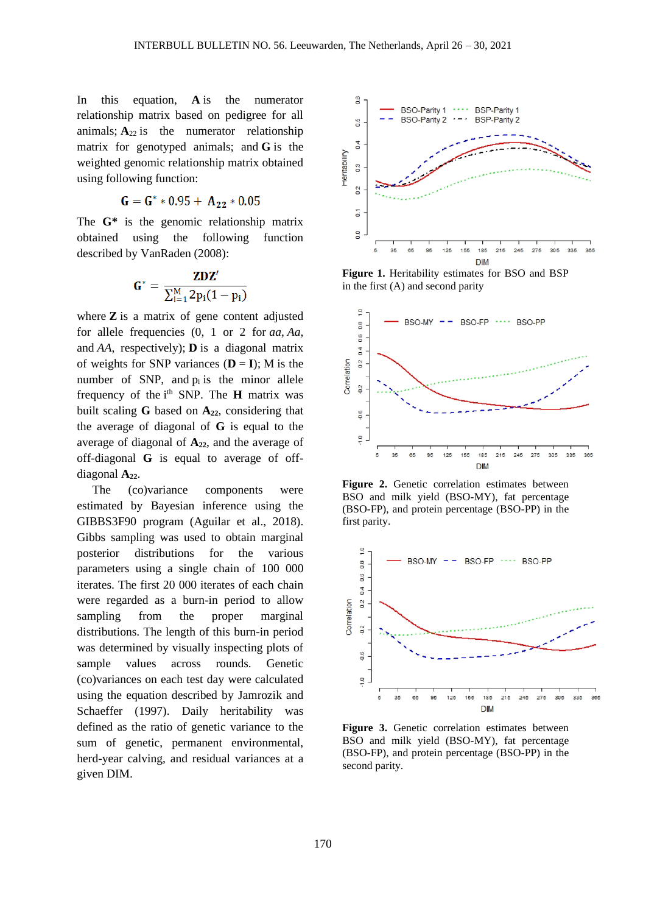In this equation, **A** is the numerator relationship matrix based on pedigree for all animals; $\mathbf{A}_{22}$ is the numerator relationship matrix for genotyped animals; and **G** is the weighted genomic relationship matrix obtained using following function:

$$\mathbf{G} = \mathbf{G}^{*} * 0.95 + \mathbf{A}_{22} * 0.05$$

The **G\*** is the genomic relationship matrix obtained using the following function described by VanRaden (2008):

$$\mathbf{G}^{*} = \frac{\mathbf{ZDZ'}}{\sum_{i=1}^{M} 2p_i(1-p_i)}$$

where **Z** is a matrix of gene content adjusted for allele frequencies (0, 1 or 2 for *aa*, *Aa*, and *AA*, respectively); **D** is a diagonal matrix of weights for SNP variances (**D** = **I**); M is the number of SNP, and $p_i$ is the minor allele frequency of the i$^{th}$ SNP. The **H** matrix was built scaling **G** based on $\mathbf{A}_{22}$, considering that the average of diagonal of **G** is equal to the average of diagonal of $\mathbf{A}_{22}$, and the average of off-diagonal **G** is equal to average of off-diagonal $\mathbf{A}_{22}$.

The (co)variance components were estimated by Bayesian inference using the GIBBS3F90 program (Aguilar et al., 2018). Gibbs sampling was used to obtain marginal posterior distributions for the various parameters using a single chain of 100 000 iterates. The first 20 000 iterates of each chain were regarded as a burn-in period to allow sampling from the proper marginal distributions. The length of this burn-in period was determined by visually inspecting plots of sample values across rounds. Genetic (co)variances on each test day were calculated using the equation described by Jamrozik and Schaeffer (1997). Daily heritability was defined as the ratio of genetic variance to the sum of genetic, permanent environmental, herd-year calving, and residual variances at a given DIM.

**Figure 1.** Heritability estimates for BSO and BSP in the first (A) and second parity

**Figure 2.** Genetic correlation estimates between BSO and milk yield (BSO-MY), fat percentage (BSO-FP), and protein percentage (BSO-PP) in the first parity.

**Figure 3.** Genetic correlation estimates between BSO and milk yield (BSO-MY), fat percentage (BSO-FP), and protein percentage (BSO-PP) in the second parity.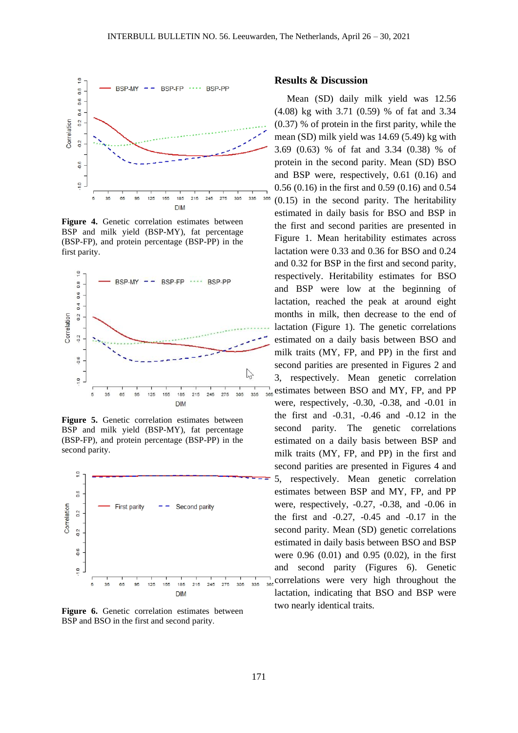Figure 4. Genetic correlation estimates between BSP and milk yield (BSP-MY), fat percentage (BSP-FP), and protein percentage (BSP-PP) in the first parity.

Figure 5. Genetic correlation estimates between BSP and milk yield (BSP-MY), fat percentage (BSP-FP), and protein percentage (BSP-PP) in the second parity.

Figure 6. Genetic correlation estimates between BSP and BSO in the first and second parity.

## Results & Discussion

Mean (SD) daily milk yield was 12.56 (4.08) kg with 3.71 (0.59) % of fat and 3.34 (0.37) % of protein in the first parity, while the mean (SD) milk yield was 14.69 (5.49) kg with 3.69 (0.63) % of fat and 3.34 (0.38) % of protein in the second parity. Mean (SD) BSO and BSP were, respectively, 0.61 (0.16) and 0.56 (0.16) in the first and 0.59 (0.16) and 0.54 (0.15) in the second parity. The heritability estimated in daily basis for BSO and BSP in the first and second parities are presented in Figure 1. Mean heritability estimates across lactation were 0.33 and 0.36 for BSO and 0.24 and 0.32 for BSP in the first and second parity, respectively. Heritability estimates for BSO and BSP were low at the beginning of lactation, reached the peak at around eight months in milk, then decrease to the end of lactation (Figure 1). The genetic correlations estimated on a daily basis between BSO and milk traits (MY, FP, and PP) in the first and second parities are presented in Figures 2 and 3, respectively. Mean genetic correlation estimates between BSO and MY, FP, and PP were, respectively, -0.30, -0.38, and -0.01 in the first and -0.31, -0.46 and -0.12 in the second parity. The genetic correlations estimated on a daily basis between BSP and milk traits (MY, FP, and PP) in the first and second parities are presented in Figures 4 and 5, respectively. Mean genetic correlation estimates between BSP and MY, FP, and PP were, respectively, -0.27, -0.38, and -0.06 in the first and -0.27, -0.45 and -0.17 in the second parity. Mean (SD) genetic correlations estimated in daily basis between BSO and BSP were 0.96 (0.01) and 0.95 (0.02), in the first and second parity (Figures 6). Genetic correlations were very high throughout the lactation, indicating that BSO and BSP were two nearly identical traits.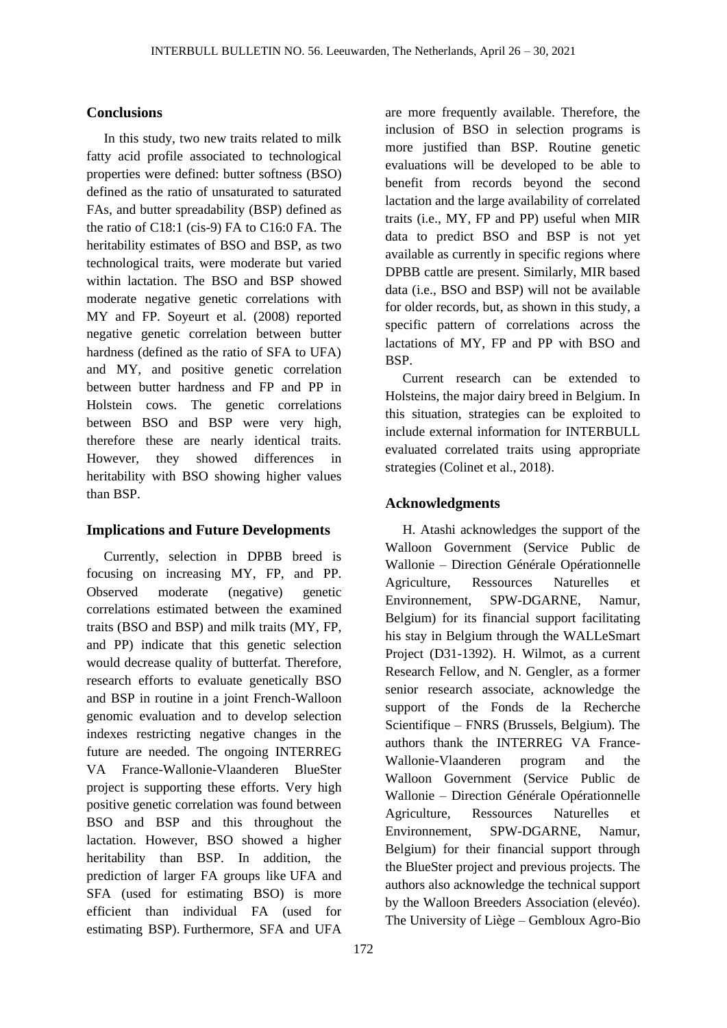## Conclusions

In this study, two new traits related to milk fatty acid profile associated to technological properties were defined: butter softness (BSO) defined as the ratio of unsaturated to saturated FAs, and butter spreadability (BSP) defined as the ratio of C18:1 (cis-9) FA to C16:0 FA. The heritability estimates of BSO and BSP, as two technological traits, were moderate but varied within lactation. The BSO and BSP showed moderate negative genetic correlations with MY and FP. Soyeurt et al. (2008) reported negative genetic correlation between butter hardness (defined as the ratio of SFA to UFA) and MY, and positive genetic correlation between butter hardness and FP and PP in Holstein cows. The genetic correlations between BSO and BSP were very high, therefore these are nearly identical traits. However, they showed differences in heritability with BSO showing higher values than BSP.

## Implications and Future Developments

Currently, selection in DPBB breed is focusing on increasing MY, FP, and PP. Observed moderate (negative) genetic correlations estimated between the examined traits (BSO and BSP) and milk traits (MY, FP, and PP) indicate that this genetic selection would decrease quality of butterfat. Therefore, research efforts to evaluate genetically BSO and BSP in routine in a joint French-Walloon genomic evaluation and to develop selection indexes restricting negative changes in the future are needed. The ongoing INTERREG VA France-Wallonie-Vlaanderen BlueSter project is supporting these efforts. Very high positive genetic correlation was found between BSO and BSP and this throughout the lactation. However, BSO showed a higher heritability than BSP. In addition, the prediction of larger FA groups like UFA and SFA (used for estimating BSO) is more efficient than individual FA (used for estimating BSP). Furthermore, SFA and UFA are more frequently available. Therefore, the inclusion of BSO in selection programs is more justified than BSP. Routine genetic evaluations will be developed to be able to benefit from records beyond the second lactation and the large availability of correlated traits (i.e., MY, FP and PP) useful when MIR data to predict BSO and BSP is not yet available as currently in specific regions where DPBB cattle are present. Similarly, MIR based data (i.e., BSO and BSP) will not be available for older records, but, as shown in this study, a specific pattern of correlations across the lactations of MY, FP and PP with BSO and BSP.

Current research can be extended to Holsteins, the major dairy breed in Belgium. In this situation, strategies can be exploited to include external information for INTERBULL evaluated correlated traits using appropriate strategies (Colinet et al., 2018).

## Acknowledgments

H. Atashi acknowledges the support of the Walloon Government (Service Public de Wallonie – Direction Générale Opérationnelle Agriculture, Ressources Naturelles et Environnement, SPW-DGARNE, Namur, Belgium) for its financial support facilitating his stay in Belgium through the WALLeSmart Project (D31-1392). H. Wilmot, as a current Research Fellow, and N. Gengler, as a former senior research associate, acknowledge the support of the Fonds de la Recherche Scientifique – FNRS (Brussels, Belgium). The authors thank the INTERREG VA France-Wallonie-Vlaanderen program and the Walloon Government (Service Public de Wallonie – Direction Générale Opérationnelle Agriculture, Ressources Naturelles et Environnement, SPW-DGARNE, Namur, Belgium) for their financial support through the BlueSter project and previous projects. The authors also acknowledge the technical support by the Walloon Breeders Association (elevéo). The University of Liège – Gembloux Agro-Bio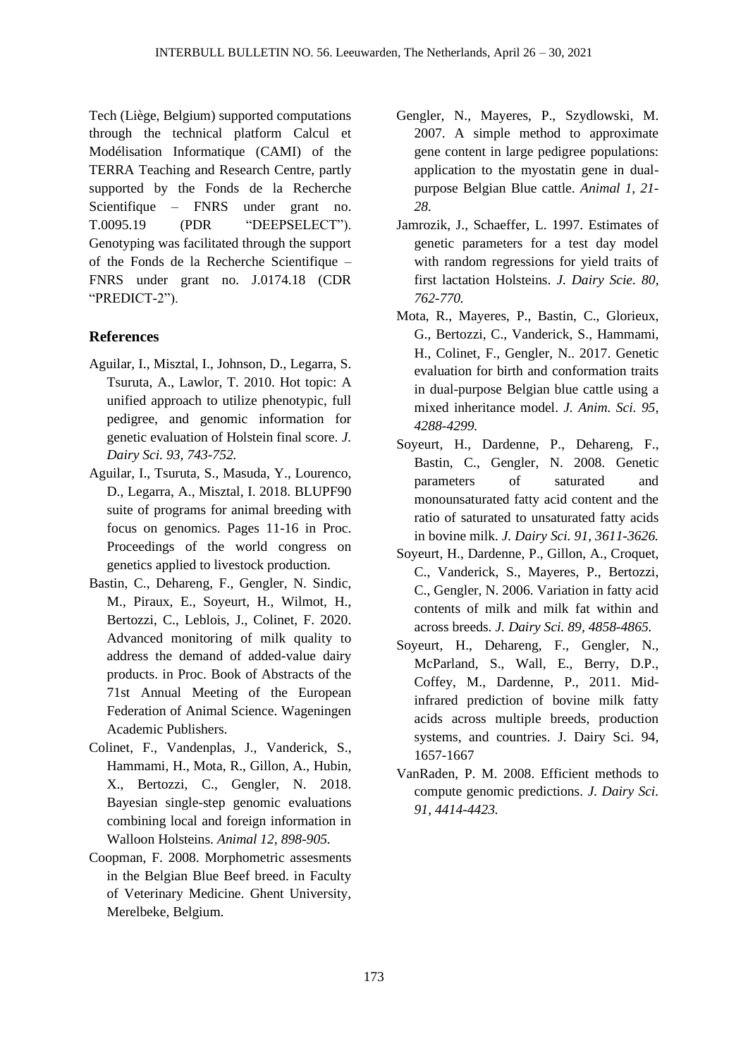Tech (Liège, Belgium) supported computations through the technical platform Calcul et Modélisation Informatique (CAMI) of the TERRA Teaching and Research Centre, partly supported by the Fonds de la Recherche Scientifique – FNRS under grant no. T.0095.19 (PDR "DEEPSELECT"). Genotyping was facilitated through the support of the Fonds de la Recherche Scientifique – FNRS under grant no. J.0174.18 (CDR "PREDICT-2").

## References

Aguilar, I., Misztal, I., Johnson, D., Legarra, S. Tsuruta, A., Lawlor, T. 2010. Hot topic: A unified approach to utilize phenotypic, full pedigree, and genomic information for genetic evaluation of Holstein final score. *J. Dairy Sci. 93, 743-752.*

Aguilar, I., Tsuruta, S., Masuda, Y., Lourenco, D., Legarra, A., Misztal, I. 2018. BLUPF90 suite of programs for animal breeding with focus on genomics. Pages 11-16 in Proc. Proceedings of the world congress on genetics applied to livestock production.

Bastin, C., Dehareng, F., Gengler, N. Sindic, M., Piraux, E., Soyeurt, H., Wilmot, H., Bertozzi, C., Leblois, J., Colinet, F. 2020. Advanced monitoring of milk quality to address the demand of added-value dairy products. in Proc. Book of Abstracts of the 71st Annual Meeting of the European Federation of Animal Science. Wageningen Academic Publishers.

Colinet, F., Vandenplas, J., Vanderick, S., Hammami, H., Mota, R., Gillon, A., Hubin, X., Bertozzi, C., Gengler, N. 2018. Bayesian single-step genomic evaluations combining local and foreign information in Walloon Holsteins. *Animal 12, 898-905.*

Coopman, F. 2008. Morphometric assesments in the Belgian Blue Beef breed. in Faculty of Veterinary Medicine. Ghent University, Merelbeke, Belgium.

Gengler, N., Mayeres, P., Szydlowski, M. 2007. A simple method to approximate gene content in large pedigree populations: application to the myostatin gene in dual-purpose Belgian Blue cattle. *Animal 1, 21-28.*

Jamrozik, J., Schaeffer, L. 1997. Estimates of genetic parameters for a test day model with random regressions for yield traits of first lactation Holsteins. *J. Dairy Scie. 80, 762-770.*

Mota, R., Mayeres, P., Bastin, C., Glorieux, G., Bertozzi, C., Vanderick, S., Hammami, H., Colinet, F., Gengler, N.. 2017. Genetic evaluation for birth and conformation traits in dual-purpose Belgian blue cattle using a mixed inheritance model. *J. Anim. Sci. 95, 4288-4299.*

Soyeurt, H., Dardenne, P., Dehareng, F., Bastin, C., Gengler, N. 2008. Genetic parameters of saturated and monounsaturated fatty acid content and the ratio of saturated to unsaturated fatty acids in bovine milk. *J. Dairy Sci. 91, 3611-3626.*

Soyeurt, H., Dardenne, P., Gillon, A., Croquet, C., Vanderick, S., Mayeres, P., Bertozzi, C., Gengler, N. 2006. Variation in fatty acid contents of milk and milk fat within and across breeds. *J. Dairy Sci. 89, 4858-4865.*

Soyeurt, H., Dehareng, F., Gengler, N., McParland, S., Wall, E., Berry, D.P., Coffey, M., Dardenne, P., 2011. Mid-infrared prediction of bovine milk fatty acids across multiple breeds, production systems, and countries. J. Dairy Sci. 94, 1657-1667

VanRaden, P. M. 2008. Efficient methods to compute genomic predictions. *J. Dairy Sci. 91, 4414-4423.*